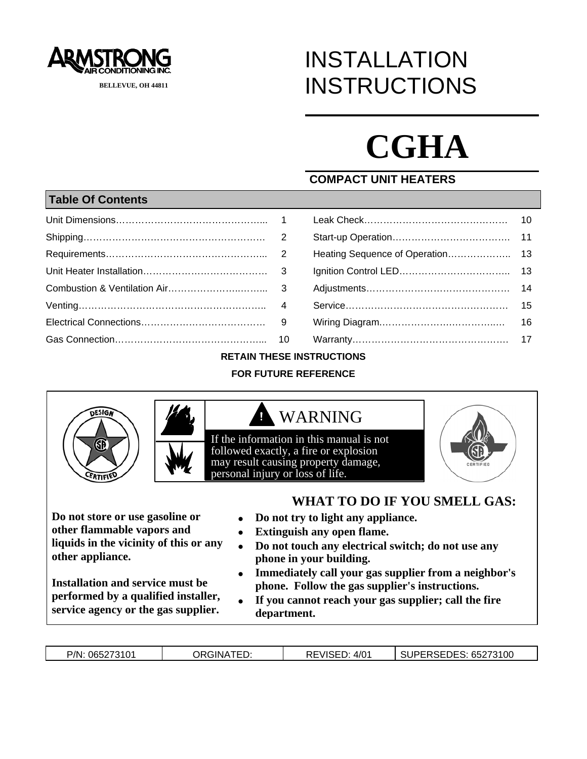**ARMSTRONG AIR CONDITIONING INC.**

BELLEVUE, OH 44811

# INSTALLATION INSTRUCTIONS

# CGHA

## COMPACT UNIT HEATERS

## Table Of Contents

| | | | |
|---|---|---|---|
| Unit Dimensions | 1 | Leak Check | 10 |
| Shipping | 2 | Start-up Operation | 11 |
| Requirements | 2 | Heating Sequence of Operation | 13 |
| Unit Heater Installation | 3 | Ignition Control LED | 13 |
| Combustion & Ventilation Air | 3 | Adjustments | 14 |
| Venting | 4 | Service | 15 |
| Electrical Connections | 9 | Wiring Diagram | 16 |
| Gas Connection | 10 | Warranty | 17 |

**RETAIN THESE INSTRUCTIONS**

**FOR FUTURE REFERENCE**

**! WARNING**

If the information in this manual is not followed exactly, a fire or explosion may result causing property damage, personal injury or loss of life.

**Do not store or use gasoline or other flammable vapors and liquids in the vicinity of this or any other appliance.**

**Installation and service must be performed by a qualified installer, service agency or the gas supplier.**

**WHAT TO DO IF YOU SMELL GAS:**

- **Do not try to light any appliance.**
- **Extinguish any open flame.**
- **Do not touch any electrical switch; do not use any phone in your building.**
- **Immediately call your gas supplier from a neighbor's phone. Follow the gas supplier's instructions.**
- **If you cannot reach your gas supplier; call the fire department.**

| P/N: 065273101 | ORGINATED: | REVISED: 4/01 | SUPERSEDES: 65273100 |
|---|---|---|---|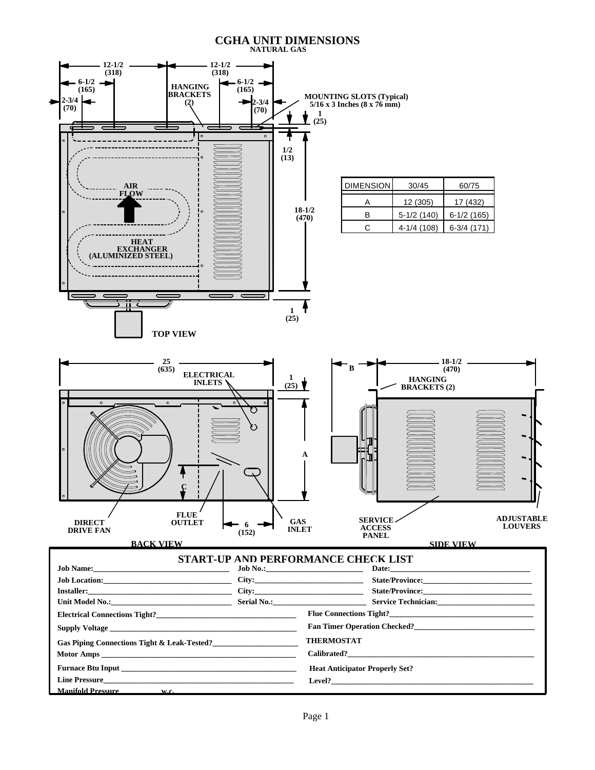# CGHA UNIT DIMENSIONS

**NATURAL GAS**

TOP VIEW

12-1/2 (318) · 12-1/2 (318) · 6-1/2 (165) · 6-1/2 (165) · 2-3/4 (70) · 2-3/4 (70) · HANGING BRACKETS (2) · MOUNTING SLOTS (Typical) 5/16 x 3 Inches (8 x 76 mm) · 1 (25) · 1/2 (13) · 18-1/2 (470) · 1 (25) · AIR FLOW · HEAT EXCHANGER (ALUMINIZED STEEL)

| DIMENSION | 30/45 | 60/75 |
|---|---|---|
| A | 12 (305) | 17 (432) |
| B | 5-1/2 (140) | 6-1/2 (165) |
| C | 4-1/4 (108) | 6-3/4 (171) |

BACK VIEW

25 (635) · ELECTRICAL INLETS · 1 (25) · A · C · FLUE OUTLET · 6 (152) · GAS INLET · DIRECT DRIVE FAN

SIDE VIEW

B · 18-1/2 (470) · HANGING BRACKETS (2) · SERVICE ACCESS PANEL · ADJUSTABLE LOUVERS

## START-UP AND PERFORMANCE CHECK LIST

Job Name:\_\_\_\_\_\_\_\_\_\_ Job No.:\_\_\_\_\_\_\_\_\_\_ Date:\_\_\_\_\_\_\_\_\_\_

Job Location:\_\_\_\_\_\_\_\_\_\_ City:\_\_\_\_\_\_\_\_\_\_ State/Province:\_\_\_\_\_\_\_\_\_\_

Installer:\_\_\_\_\_\_\_\_\_\_ City:\_\_\_\_\_\_\_\_\_\_ State/Province:\_\_\_\_\_\_\_\_\_\_

Unit Model No.:\_\_\_\_\_\_\_\_\_\_ Serial No.:\_\_\_\_\_\_\_\_\_\_ Service Technician:\_\_\_\_\_\_\_\_\_\_

Electrical Connections Tight?\_\_\_\_\_\_\_\_\_\_

Supply Voltage \_\_\_\_\_\_\_\_\_\_

Gas Piping Connections Tight & Leak-Tested?\_\_\_\_\_\_\_\_\_\_

Motor Amps \_\_\_\_\_\_\_\_\_\_

Furnace Btu Input \_\_\_\_\_\_\_\_\_\_

Line Pressure\_\_\_\_\_\_\_\_\_\_

Manifold Pressure\_\_\_\_\_\_\_\_\_\_ w.c.

Flue Connections Tight?\_\_\_\_\_\_\_\_\_\_

Fan Timer Operation Checked?\_\_\_\_\_\_\_\_\_\_

THERMOSTAT

Calibrated?\_\_\_\_\_\_\_\_\_\_

Heat Anticipator Properly Set?

Level?\_\_\_\_\_\_\_\_\_\_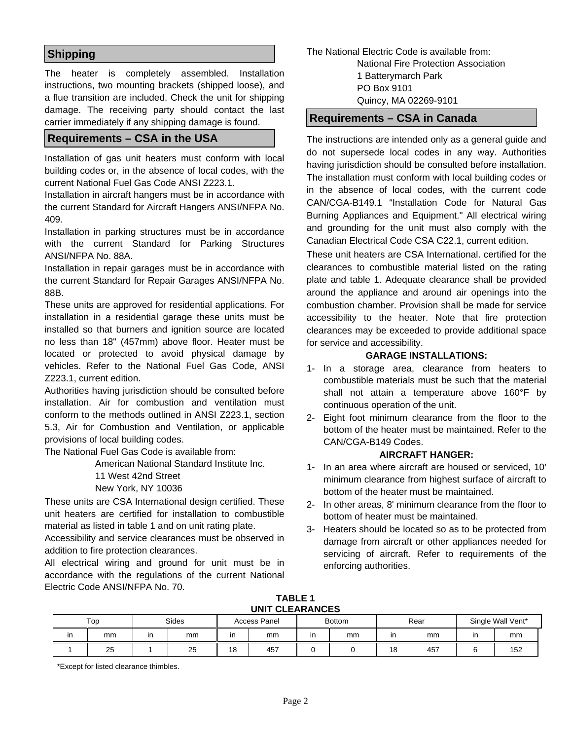## Shipping

The heater is completely assembled. Installation instructions, two mounting brackets (shipped loose), and a flue transition are included. Check the unit for shipping damage. The receiving party should contact the last carrier immediately if any shipping damage is found.

## Requirements – CSA in the USA

Installation of gas unit heaters must conform with local building codes or, in the absence of local codes, with the current National Fuel Gas Code ANSI Z223.1.

Installation in aircraft hangers must be in accordance with the current Standard for Aircraft Hangers ANSI/NFPA No. 409.

Installation in parking structures must be in accordance with the current Standard for Parking Structures ANSI/NFPA No. 88A.

Installation in repair garages must be in accordance with the current Standard for Repair Garages ANSI/NFPA No. 88B.

These units are approved for residential applications. For installation in a residential garage these units must be installed so that burners and ignition source are located no less than 18" (457mm) above floor. Heater must be located or protected to avoid physical damage by vehicles. Refer to the National Fuel Gas Code, ANSI Z223.1, current edition.

Authorities having jurisdiction should be consulted before installation. Air for combustion and ventilation must conform to the methods outlined in ANSI Z223.1, section 5.3, Air for Combustion and Ventilation, or applicable provisions of local building codes.

The National Fuel Gas Code is available from:

American National Standard Institute Inc.
11 West 42nd Street
New York, NY 10036

These units are CSA International design certified. These unit heaters are certified for installation to combustible material as listed in table 1 and on unit rating plate.

Accessibility and service clearances must be observed in addition to fire protection clearances.

All electrical wiring and ground for unit must be in accordance with the regulations of the current National Electric Code ANSI/NFPA No. 70.

The National Electric Code is available from:

National Fire Protection Association
1 Batterymarch Park
PO Box 9101
Quincy, MA 02269-9101

## Requirements – CSA in Canada

The instructions are intended only as a general guide and do not supersede local codes in any way. Authorities having jurisdiction should be consulted before installation. The installation must conform with local building codes or in the absence of local codes, with the current code CAN/CGA-B149.1 "Installation Code for Natural Gas Burning Appliances and Equipment." All electrical wiring and grounding for the unit must also comply with the Canadian Electrical Code CSA C22.1, current edition.

These unit heaters are CSA International. certified for the clearances to combustible material listed on the rating plate and table 1. Adequate clearance shall be provided around the appliance and around air openings into the combustion chamber. Provision shall be made for service accessibility to the heater. Note that fire protection clearances may be exceeded to provide additional space for service and accessibility.

**GARAGE INSTALLATIONS:**

1- In a storage area, clearance from heaters to combustible materials must be such that the material shall not attain a temperature above 160°F by continuous operation of the unit.
2- Eight foot minimum clearance from the floor to the bottom of the heater must be maintained. Refer to the CAN/CGA-B149 Codes.

**AIRCRAFT HANGER:**

1- In an area where aircraft are housed or serviced, 10' minimum clearance from highest surface of aircraft to bottom of the heater must be maintained.
2- In other areas, 8' minimum clearance from the floor to bottom of heater must be maintained.
3- Heaters should be located so as to be protected from damage from aircraft or other appliances needed for servicing of aircraft. Refer to requirements of the enforcing authorities.

**TABLE 1**
**UNIT CLEARANCES**

| Top | | Sides | | Access Panel | | Bottom | | Rear | | Single Wall Vent* | |
|---|---|---|---|---|---|---|---|---|---|---|---|
| in | mm | in | mm | in | mm | in | mm | in | mm | in | mm |
| 1 | 25 | 1 | 25 | 18 | 457 | 0 | 0 | 18 | 457 | 6 | 152 |

*Except for listed clearance thimbles.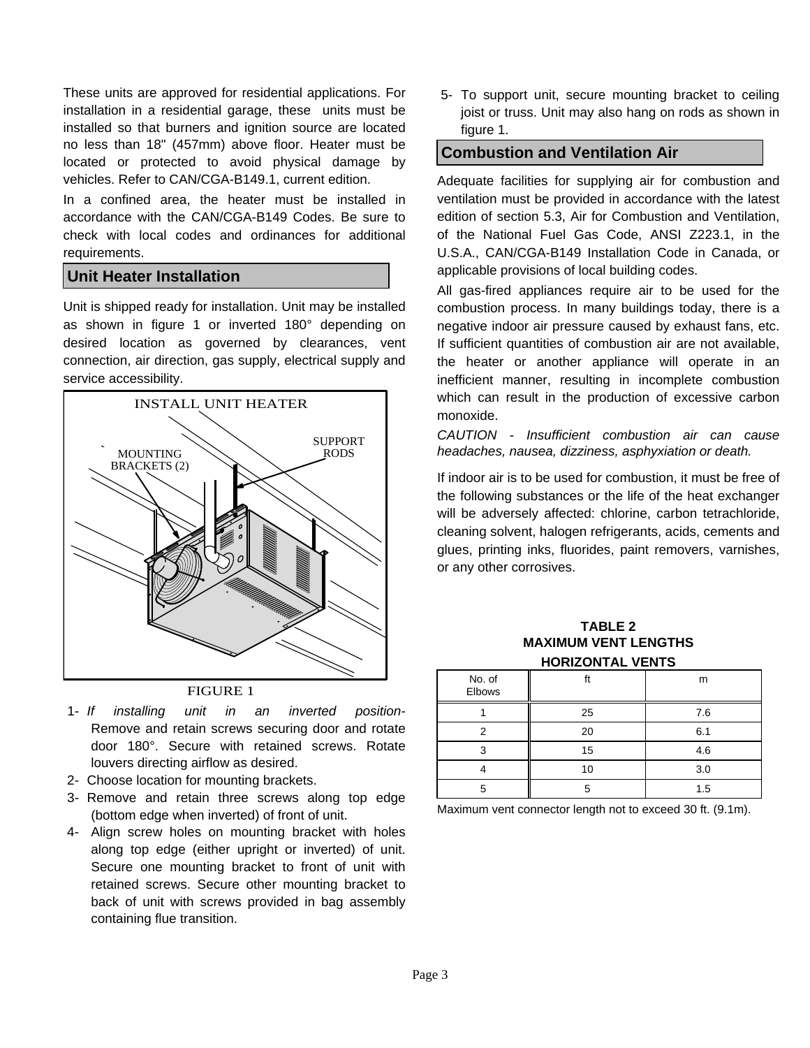These units are approved for residential applications. For installation in a residential garage, these units must be installed so that burners and ignition source are located no less than 18" (457mm) above floor. Heater must be located or protected to avoid physical damage by vehicles. Refer to CAN/CGA-B149.1, current edition.

In a confined area, the heater must be installed in accordance with the CAN/CGA-B149 Codes. Be sure to check with local codes and ordinances for additional requirements.

## Unit Heater Installation

Unit is shipped ready for installation. Unit may be installed as shown in figure 1 or inverted 180° depending on desired location as governed by clearances, vent connection, air direction, gas supply, electrical supply and service accessibility.

INSTALL UNIT HEATER

MOUNTING BRACKETS (2)

SUPPORT RODS

FIGURE 1

1- *If installing unit in an inverted position-* Remove and retain screws securing door and rotate door 180°. Secure with retained screws. Rotate louvers directing airflow as desired.
2- Choose location for mounting brackets.
3- Remove and retain three screws along top edge (bottom edge when inverted) of front of unit.
4- Align screw holes on mounting bracket with holes along top edge (either upright or inverted) of unit. Secure one mounting bracket to front of unit with retained screws. Secure other mounting bracket to back of unit with screws provided in bag assembly containing flue transition.
5- To support unit, secure mounting bracket to ceiling joist or truss. Unit may also hang on rods as shown in figure 1.

## Combustion and Ventilation Air

Adequate facilities for supplying air for combustion and ventilation must be provided in accordance with the latest edition of section 5.3, Air for Combustion and Ventilation, of the National Fuel Gas Code, ANSI Z223.1, in the U.S.A., CAN/CGA-B149 Installation Code in Canada, or applicable provisions of local building codes.

All gas-fired appliances require air to be used for the combustion process. In many buildings today, there is a negative indoor air pressure caused by exhaust fans, etc. If sufficient quantities of combustion air are not available, the heater or another appliance will operate in an inefficient manner, resulting in incomplete combustion which can result in the production of excessive carbon monoxide.

*CAUTION - Insufficient combustion air can cause headaches, nausea, dizziness, asphyxiation or death.*

If indoor air is to be used for combustion, it must be free of the following substances or the life of the heat exchanger will be adversely affected: chlorine, carbon tetrachloride, cleaning solvent, halogen refrigerants, acids, cements and glues, printing inks, fluorides, paint removers, varnishes, or any other corrosives.

**TABLE 2**
**MAXIMUM VENT LENGTHS**
**HORIZONTAL VENTS**

| No. of Elbows | ft | m |
|---|---|---|
| 1 | 25 | 7.6 |
| 2 | 20 | 6.1 |
| 3 | 15 | 4.6 |
| 4 | 10 | 3.0 |
| 5 | 5 | 1.5 |

Maximum vent connector length not to exceed 30 ft. (9.1m).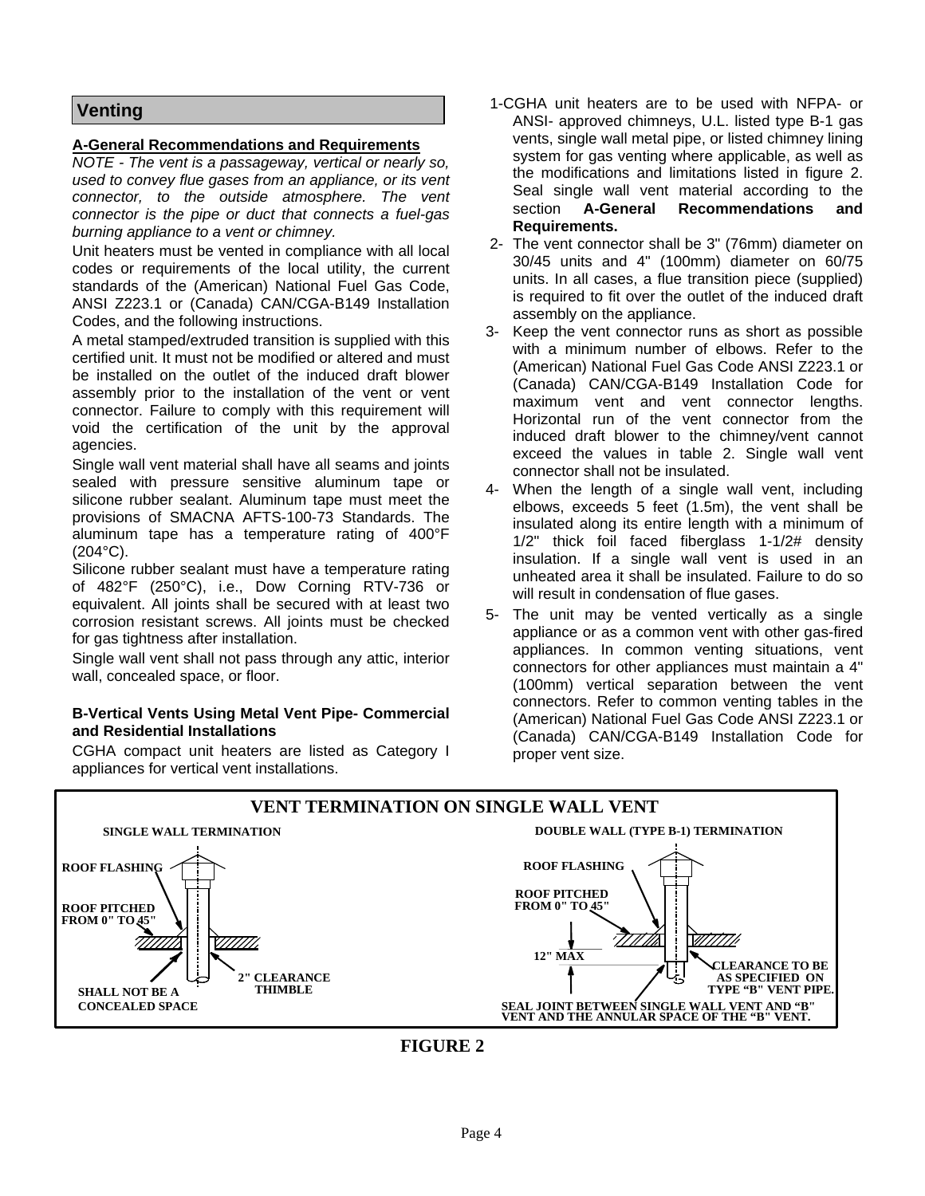## Venting

### A-General Recommendations and Requirements

*NOTE - The vent is a passageway, vertical or nearly so, used to convey flue gases from an appliance, or its vent connector, to the outside atmosphere. The vent connector is the pipe or duct that connects a fuel-gas burning appliance to a vent or chimney.*

Unit heaters must be vented in compliance with all local codes or requirements of the local utility, the current standards of the (American) National Fuel Gas Code, ANSI Z223.1 or (Canada) CAN/CGA-B149 Installation Codes, and the following instructions.

A metal stamped/extruded transition is supplied with this certified unit. It must not be modified or altered and must be installed on the outlet of the induced draft blower assembly prior to the installation of the vent or vent connector. Failure to comply with this requirement will void the certification of the unit by the approval agencies.

Single wall vent material shall have all seams and joints sealed with pressure sensitive aluminum tape or silicone rubber sealant. Aluminum tape must meet the provisions of SMACNA AFTS-100-73 Standards. The aluminum tape has a temperature rating of 400°F (204°C).

Silicone rubber sealant must have a temperature rating of 482°F (250°C), i.e., Dow Corning RTV-736 or equivalent. All joints shall be secured with at least two corrosion resistant screws. All joints must be checked for gas tightness after installation.

Single wall vent shall not pass through any attic, interior wall, concealed space, or floor.

### B-Vertical Vents Using Metal Vent Pipe- Commercial and Residential Installations

CGHA compact unit heaters are listed as Category I appliances for vertical vent installations.

1- CGHA unit heaters are to be used with NFPA- or ANSI- approved chimneys, U.L. listed type B-1 gas vents, single wall metal pipe, or listed chimney lining system for gas venting where applicable, as well as the modifications and limitations listed in figure 2. Seal single wall vent material according to the section **A-General Recommendations and Requirements.**

2- The vent connector shall be 3" (76mm) diameter on 30/45 units and 4" (100mm) diameter on 60/75 units. In all cases, a flue transition piece (supplied) is required to fit over the outlet of the induced draft assembly on the appliance.

3- Keep the vent connector runs as short as possible with a minimum number of elbows. Refer to the (American) National Fuel Gas Code ANSI Z223.1 or (Canada) CAN/CGA-B149 Installation Code for maximum vent and vent connector lengths. Horizontal run of the vent connector from the induced draft blower to the chimney/vent cannot exceed the values in table 2. Single wall vent connector shall not be insulated.

4- When the length of a single wall vent, including elbows, exceeds 5 feet (1.5m), the vent shall be insulated along its entire length with a minimum of 1/2" thick foil faced fiberglass 1-1/2# density insulation. If a single wall vent is used in an unheated area it shall be insulated. Failure to do so will result in condensation of flue gases.

5- The unit may be vented vertically as a single appliance or as a common vent with other gas-fired appliances. In common venting situations, vent connectors for other appliances must maintain a 4" (100mm) vertical separation between the vent connectors. Refer to common venting tables in the (American) National Fuel Gas Code ANSI Z223.1 or (Canada) CAN/CGA-B149 Installation Code for proper vent size.

**VENT TERMINATION ON SINGLE WALL VENT**

SINGLE WALL TERMINATION: ROOF FLASHING; ROOF PITCHED FROM 0" TO 45"; SHALL NOT BE A CONCEALED SPACE; 2" CLEARANCE THIMBLE

DOUBLE WALL (TYPE B-1) TERMINATION: ROOF FLASHING; ROOF PITCHED FROM 0" TO 45"; 12" MAX; CLEARANCE TO BE AS SPECIFIED ON TYPE "B" VENT PIPE.; SEAL JOINT BETWEEN SINGLE WALL VENT AND "B" VENT AND THE ANNULAR SPACE OF THE "B" VENT.

**FIGURE 2**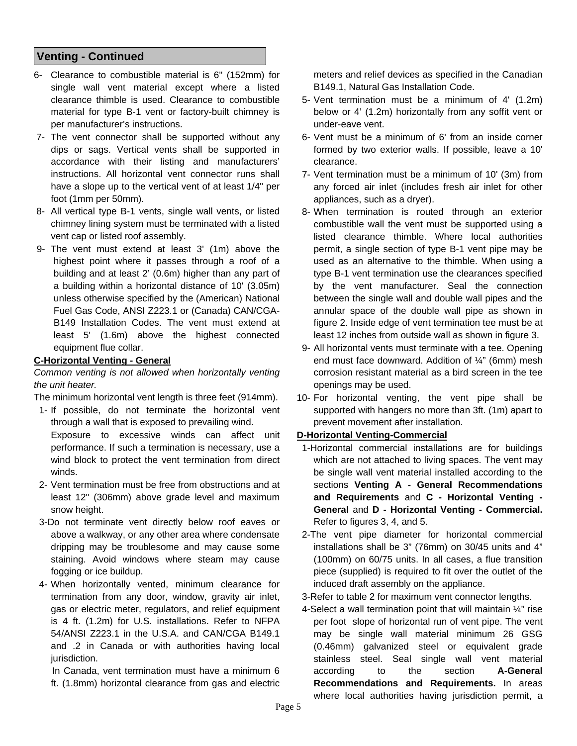## Venting - Continued

6- Clearance to combustible material is 6" (152mm) for single wall vent material except where a listed clearance thimble is used. Clearance to combustible material for type B-1 vent or factory-built chimney is per manufacturer's instructions.

7- The vent connector shall be supported without any dips or sags. Vertical vents shall be supported in accordance with their listing and manufacturers' instructions. All horizontal vent connector runs shall have a slope up to the vertical vent of at least 1/4" per foot (1mm per 50mm).

8- All vertical type B-1 vents, single wall vents, or listed chimney lining system must be terminated with a listed vent cap or listed roof assembly.

9- The vent must extend at least 3' (1m) above the highest point where it passes through a roof of a building and at least 2' (0.6m) higher than any part of a building within a horizontal distance of 10' (3.05m) unless otherwise specified by the (American) National Fuel Gas Code, ANSI Z223.1 or (Canada) CAN/CGA-B149 Installation Codes. The vent must extend at least 5' (1.6m) above the highest connected equipment flue collar.

**C-Horizontal Venting - General**

*Common venting is not allowed when horizontally venting the unit heater.*

The minimum horizontal vent length is three feet (914mm).

1- If possible, do not terminate the horizontal vent through a wall that is exposed to prevailing wind. Exposure to excessive winds can affect unit performance. If such a termination is necessary, use a wind block to protect the vent termination from direct winds.

2- Vent termination must be free from obstructions and at least 12" (306mm) above grade level and maximum snow height.

3- Do not terminate vent directly below roof eaves or above a walkway, or any other area where condensate dripping may be troublesome and may cause some staining. Avoid windows where steam may cause fogging or ice buildup.

4- When horizontally vented, minimum clearance for termination from any door, window, gravity air inlet, gas or electric meter, regulators, and relief equipment is 4 ft. (1.2m) for U.S. installations. Refer to NFPA 54/ANSI Z223.1 in the U.S.A. and CAN/CGA B149.1 and .2 in Canada or with authorities having local jurisdiction.

   In Canada, vent termination must have a minimum 6 ft. (1.8mm) horizontal clearance from gas and electric meters and relief devices as specified in the Canadian B149.1, Natural Gas Installation Code.

5- Vent termination must be a minimum of 4' (1.2m) below or 4' (1.2m) horizontally from any soffit vent or under-eave vent.

6- Vent must be a minimum of 6' from an inside corner formed by two exterior walls. If possible, leave a 10' clearance.

7- Vent termination must be a minimum of 10' (3m) from any forced air inlet (includes fresh air inlet for other appliances, such as a dryer).

8- When termination is routed through an exterior combustible wall the vent must be supported using a listed clearance thimble. Where local authorities permit, a single section of type B-1 vent pipe may be used as an alternative to the thimble. When using a type B-1 vent termination use the clearances specified by the vent manufacturer. Seal the connection between the single wall and double wall pipes and the annular space of the double wall pipe as shown in figure 2. Inside edge of vent termination tee must be at least 12 inches from outside wall as shown in figure 3.

9- All horizontal vents must terminate with a tee. Opening end must face downward. Addition of ¼" (6mm) mesh corrosion resistant material as a bird screen in the tee openings may be used.

10- For horizontal venting, the vent pipe shall be supported with hangers no more than 3ft. (1m) apart to prevent movement after installation.

**D-Horizontal Venting-Commercial**

1- Horizontal commercial installations are for buildings which are not attached to living spaces. The vent may be single wall vent material installed according to the sections **Venting A - General Recommendations and Requirements** and **C - Horizontal Venting - General** and **D - Horizontal Venting - Commercial.** Refer to figures 3, 4, and 5.

2- The vent pipe diameter for horizontal commercial installations shall be 3" (76mm) on 30/45 units and 4" (100mm) on 60/75 units. In all cases, a flue transition piece (supplied) is required to fit over the outlet of the induced draft assembly on the appliance.

3- Refer to table 2 for maximum vent connector lengths.

4- Select a wall termination point that will maintain ¼" rise per foot slope of horizontal run of vent pipe. The vent may be single wall material minimum 26 GSG (0.46mm) galvanized steel or equivalent grade stainless steel. Seal single wall vent material according to the section **A-General Recommendations and Requirements.** In areas where local authorities having jurisdiction permit, a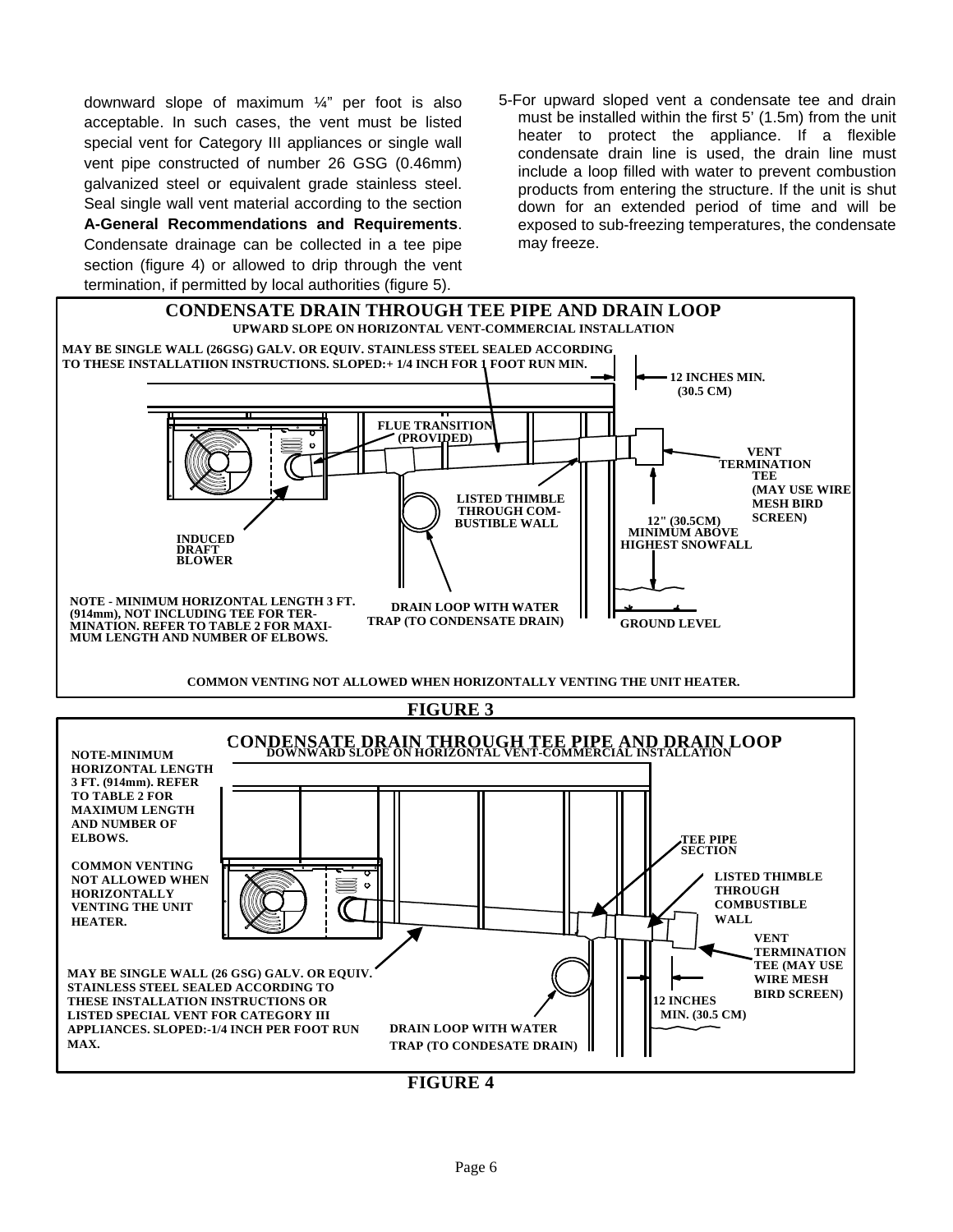downward slope of maximum ¼" per foot is also acceptable. In such cases, the vent must be listed special vent for Category III appliances or single wall vent pipe constructed of number 26 GSG (0.46mm) galvanized steel or equivalent grade stainless steel. Seal single wall vent material according to the section **A-General Recommendations and Requirements**. Condensate drainage can be collected in a tee pipe section (figure 4) or allowed to drip through the vent termination, if permitted by local authorities (figure 5).

5-For upward sloped vent a condensate tee and drain must be installed within the first 5' (1.5m) from the unit heater to protect the appliance. If a flexible condensate drain line is used, the drain line must include a loop filled with water to prevent combustion products from entering the structure. If the unit is shut down for an extended period of time and will be exposed to sub-freezing temperatures, the condensate may freeze.

**CONDENSATE DRAIN THROUGH TEE PIPE AND DRAIN LOOP**
UPWARD SLOPE ON HORIZONTAL VENT-COMMERCIAL INSTALLATION

MAY BE SINGLE WALL (26GSG) GALV. OR EQUIV. STAINLESS STEEL SEALED ACCORDING TO THESE INSTALLATIION INSTRUCTIONS. SLOPED:+ 1/4 INCH FOR 1 FOOT RUN MIN.

12 INCHES MIN. (30.5 CM)

FLUE TRANSITION (PROVIDED)

VENT TERMINATION TEE (MAY USE WIRE MESH BIRD SCREEN)

LISTED THIMBLE THROUGH COMBUSTIBLE WALL

12" (30.5CM) MINIMUM ABOVE HIGHEST SNOWFALL

INDUCED DRAFT BLOWER

NOTE - MINIMUM HORIZONTAL LENGTH 3 FT. (914mm), NOT INCLUDING TEE FOR TERMINATION. REFER TO TABLE 2 FOR MAXIMUM LENGTH AND NUMBER OF ELBOWS.

DRAIN LOOP WITH WATER TRAP (TO CONDENSATE DRAIN)

GROUND LEVEL

COMMON VENTING NOT ALLOWED WHEN HORIZONTALLY VENTING THE UNIT HEATER.

**FIGURE 3**

**CONDENSATE DRAIN THROUGH TEE PIPE AND DRAIN LOOP**
DOWNWARD SLOPE ON HORIZONTAL VENT-COMMERCIAL INSTALLATION

NOTE-MINIMUM HORIZONTAL LENGTH 3 FT. (914mm). REFER TO TABLE 2 FOR MAXIMUM LENGTH AND NUMBER OF ELBOWS.

COMMON VENTING NOT ALLOWED WHEN HORIZONTALLY VENTING THE UNIT HEATER.

TEE PIPE SECTION

LISTED THIMBLE THROUGH COMBUSTIBLE WALL

VENT TERMINATION TEE (MAY USE WIRE MESH BIRD SCREEN)

MAY BE SINGLE WALL (26 GSG) GALV. OR EQUIV. STAINLESS STEEL SEALED ACCORDING TO THESE INSTALLATION INSTRUCTIONS OR LISTED SPECIAL VENT FOR CATEGORY III APPLIANCES. SLOPED:-1/4 INCH PER FOOT RUN MAX.

12 INCHES MIN. (30.5 CM)

DRAIN LOOP WITH WATER TRAP (TO CONDESATE DRAIN)

**FIGURE 4**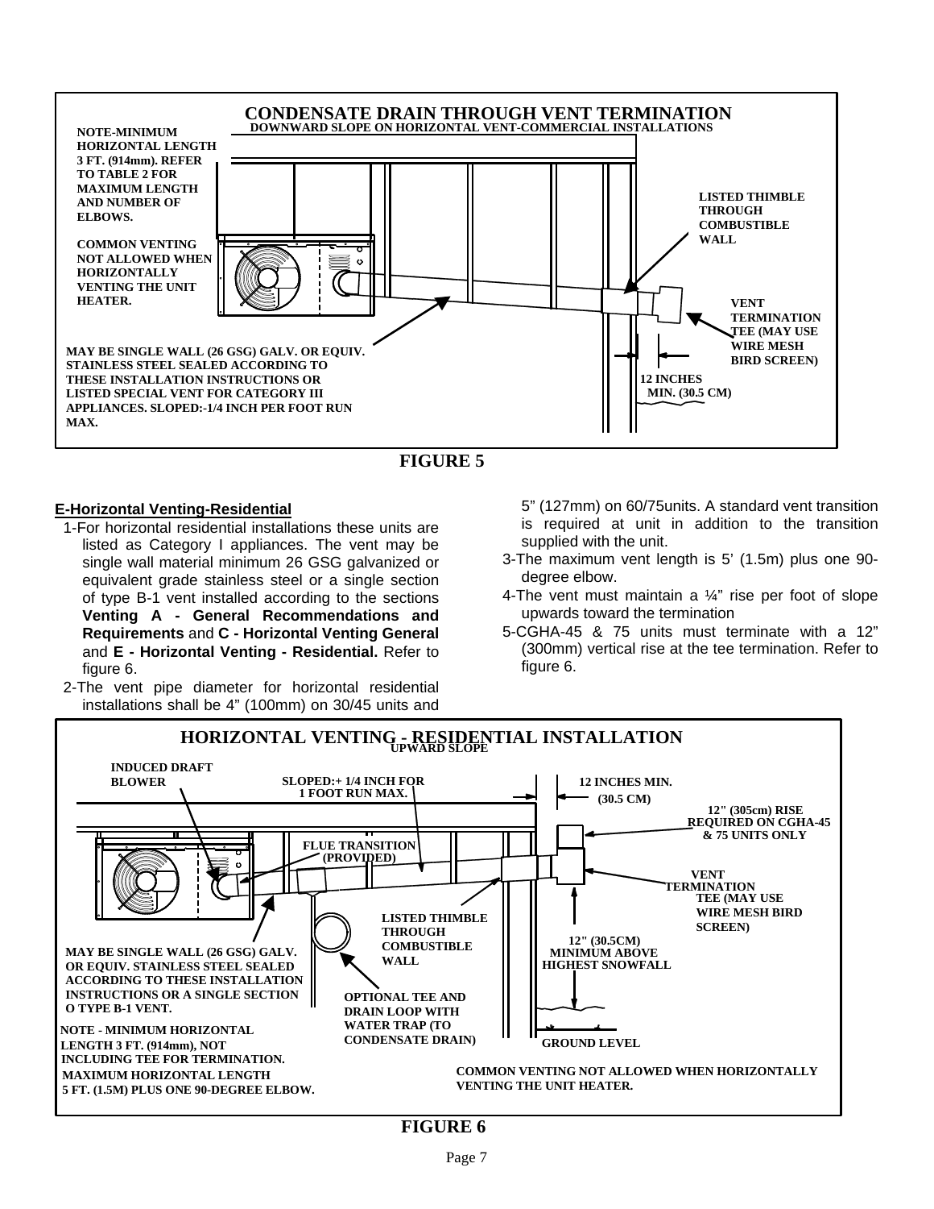**CONDENSATE DRAIN THROUGH VENT TERMINATION**

DOWNWARD SLOPE ON HORIZONTAL VENT-COMMERCIAL INSTALLATIONS

NOTE-MINIMUM HORIZONTAL LENGTH 3 FT. (914mm). REFER TO TABLE 2 FOR MAXIMUM LENGTH AND NUMBER OF ELBOWS.

COMMON VENTING NOT ALLOWED WHEN HORIZONTALLY VENTING THE UNIT HEATER.

LISTED THIMBLE THROUGH COMBUSTIBLE WALL

VENT TERMINATION TEE (MAY USE WIRE MESH BIRD SCREEN)

12 INCHES MIN. (30.5 CM)

MAY BE SINGLE WALL (26 GSG) GALV. OR EQUIV. STAINLESS STEEL SEALED ACCORDING TO THESE INSTALLATION INSTRUCTIONS OR LISTED SPECIAL VENT FOR CATEGORY III APPLIANCES. SLOPED:-1/4 INCH PER FOOT RUN MAX.

**FIGURE 5**

## E-Horizontal Venting-Residential

1-For horizontal residential installations these units are listed as Category I appliances. The vent may be single wall material minimum 26 GSG galvanized or equivalent grade stainless steel or a single section of type B-1 vent installed according to the sections **Venting A - General Recommendations and Requirements** and **C - Horizontal Venting General** and **E - Horizontal Venting - Residential.** Refer to figure 6.

2-The vent pipe diameter for horizontal residential installations shall be 4" (100mm) on 30/45 units and 5" (127mm) on 60/75units. A standard vent transition is required at unit in addition to the transition supplied with the unit.

3-The maximum vent length is 5' (1.5m) plus one 90-degree elbow.

4-The vent must maintain a ¼" rise per foot of slope upwards toward the termination

5-CGHA-45 & 75 units must terminate with a 12" (300mm) vertical rise at the tee termination. Refer to figure 6.

**HORIZONTAL VENTING - RESIDENTIAL INSTALLATION**

UPWARD SLOPE

INDUCED DRAFT BLOWER

SLOPED:+ 1/4 INCH FOR 1 FOOT RUN MAX.

12 INCHES MIN. (30.5 CM)

12" (305cm) RISE REQUIRED ON CGHA-45 & 75 UNITS ONLY

FLUE TRANSITION (PROVIDED)

VENT TERMINATION TEE (MAY USE WIRE MESH BIRD SCREEN)

LISTED THIMBLE THROUGH COMBUSTIBLE WALL

12" (30.5CM) MINIMUM ABOVE HIGHEST SNOWFALL

MAY BE SINGLE WALL (26 GSG) GALV. OR EQUIV. STAINLESS STEEL SEALED ACCORDING TO THESE INSTALLATION INSTRUCTIONS OR A SINGLE SECTION O TYPE B-1 VENT.

OPTIONAL TEE AND DRAIN LOOP WITH WATER TRAP (TO CONDENSATE DRAIN)

NOTE - MINIMUM HORIZONTAL LENGTH 3 FT. (914mm), NOT INCLUDING TEE FOR TERMINATION. MAXIMUM HORIZONTAL LENGTH 5 FT. (1.5M) PLUS ONE 90-DEGREE ELBOW.

GROUND LEVEL

COMMON VENTING NOT ALLOWED WHEN HORIZONTALLY VENTING THE UNIT HEATER.

**FIGURE 6**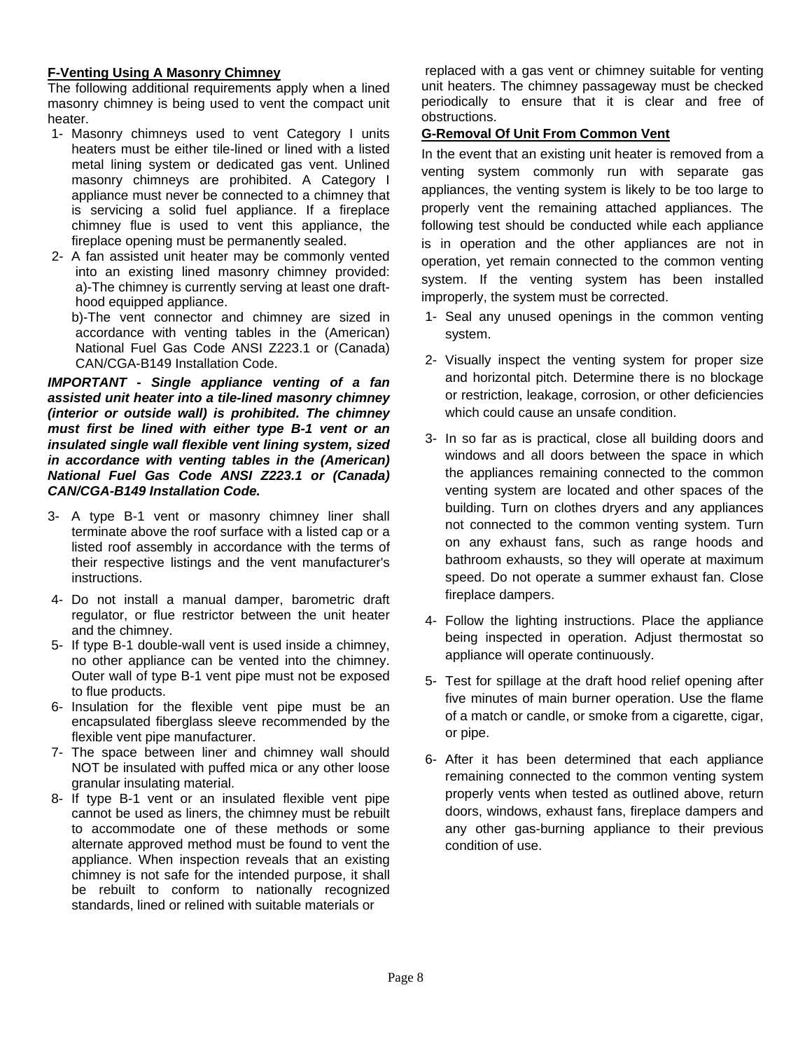## F-Venting Using A Masonry Chimney

The following additional requirements apply when a lined masonry chimney is being used to vent the compact unit heater.

1- Masonry chimneys used to vent Category I units heaters must be either tile-lined or lined with a listed metal lining system or dedicated gas vent. Unlined masonry chimneys are prohibited. A Category I appliance must never be connected to a chimney that is servicing a solid fuel appliance. If a fireplace chimney flue is used to vent this appliance, the fireplace opening must be permanently sealed.

2- A fan assisted unit heater may be commonly vented into an existing lined masonry chimney provided:
   a)-The chimney is currently serving at least one draft-hood equipped appliance.
   b)-The vent connector and chimney are sized in accordance with venting tables in the (American) National Fuel Gas Code ANSI Z223.1 or (Canada) CAN/CGA-B149 Installation Code.

***IMPORTANT - Single appliance venting of a fan assisted unit heater into a tile-lined masonry chimney (interior or outside wall) is prohibited. The chimney must first be lined with either type B-1 vent or an insulated single wall flexible vent lining system, sized in accordance with venting tables in the (American) National Fuel Gas Code ANSI Z223.1 or (Canada) CAN/CGA-B149 Installation Code.***

3- A type B-1 vent or masonry chimney liner shall terminate above the roof surface with a listed cap or a listed roof assembly in accordance with the terms of their respective listings and the vent manufacturer's instructions.

4- Do not install a manual damper, barometric draft regulator, or flue restrictor between the unit heater and the chimney.

5- If type B-1 double-wall vent is used inside a chimney, no other appliance can be vented into the chimney. Outer wall of type B-1 vent pipe must not be exposed to flue products.

6- Insulation for the flexible vent pipe must be an encapsulated fiberglass sleeve recommended by the flexible vent pipe manufacturer.

7- The space between liner and chimney wall should NOT be insulated with puffed mica or any other loose granular insulating material.

8- If type B-1 vent or an insulated flexible vent pipe cannot be used as liners, the chimney must be rebuilt to accommodate one of these methods or some alternate approved method must be found to vent the appliance. When inspection reveals that an existing chimney is not safe for the intended purpose, it shall be rebuilt to conform to nationally recognized standards, lined or relined with suitable materials or replaced with a gas vent or chimney suitable for venting unit heaters. The chimney passageway must be checked periodically to ensure that it is clear and free of obstructions.

## G-Removal Of Unit From Common Vent

In the event that an existing unit heater is removed from a venting system commonly run with separate gas appliances, the venting system is likely to be too large to properly vent the remaining attached appliances. The following test should be conducted while each appliance is in operation and the other appliances are not in operation, yet remain connected to the common venting system. If the venting system has been installed improperly, the system must be corrected.

1- Seal any unused openings in the common venting system.

2- Visually inspect the venting system for proper size and horizontal pitch. Determine there is no blockage or restriction, leakage, corrosion, or other deficiencies which could cause an unsafe condition.

3- In so far as is practical, close all building doors and windows and all doors between the space in which the appliances remaining connected to the common venting system are located and other spaces of the building. Turn on clothes dryers and any appliances not connected to the common venting system. Turn on any exhaust fans, such as range hoods and bathroom exhausts, so they will operate at maximum speed. Do not operate a summer exhaust fan. Close fireplace dampers.

4- Follow the lighting instructions. Place the appliance being inspected in operation. Adjust thermostat so appliance will operate continuously.

5- Test for spillage at the draft hood relief opening after five minutes of main burner operation. Use the flame of a match or candle, or smoke from a cigarette, cigar, or pipe.

6- After it has been determined that each appliance remaining connected to the common venting system properly vents when tested as outlined above, return doors, windows, exhaust fans, fireplace dampers and any other gas-burning appliance to their previous condition of use.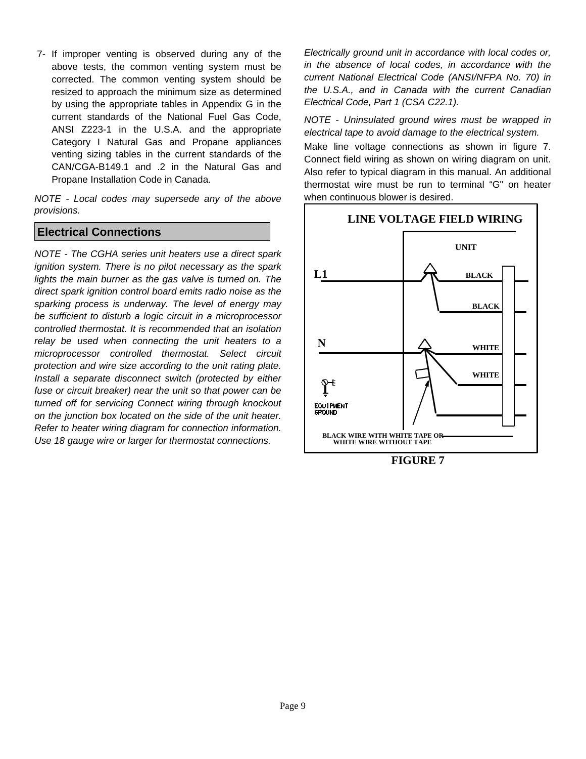7- If improper venting is observed during any of the above tests, the common venting system must be corrected. The common venting system should be resized to approach the minimum size as determined by using the appropriate tables in Appendix G in the current standards of the National Fuel Gas Code, ANSI Z223-1 in the U.S.A. and the appropriate Category I Natural Gas and Propane appliances venting sizing tables in the current standards of the CAN/CGA-B149.1 and .2 in the Natural Gas and Propane Installation Code in Canada.

*NOTE - Local codes may supersede any of the above provisions.*

## Electrical Connections

*NOTE - The CGHA series unit heaters use a direct spark ignition system. There is no pilot necessary as the spark lights the main burner as the gas valve is turned on. The direct spark ignition control board emits radio noise as the sparking process is underway. The level of energy may be sufficient to disturb a logic circuit in a microprocessor controlled thermostat. It is recommended that an isolation relay be used when connecting the unit heaters to a microprocessor controlled thermostat. Select circuit protection and wire size according to the unit rating plate. Install a separate disconnect switch (protected by either fuse or circuit breaker) near the unit so that power can be turned off for servicing Connect wiring through knockout on the junction box located on the side of the unit heater. Refer to heater wiring diagram for connection information. Use 18 gauge wire or larger for thermostat connections.*

*Electrically ground unit in accordance with local codes or, in the absence of local codes, in accordance with the current National Electrical Code (ANSI/NFPA No. 70) in the U.S.A., and in Canada with the current Canadian Electrical Code, Part 1 (CSA C22.1).*

*NOTE - Uninsulated ground wires must be wrapped in electrical tape to avoid damage to the electrical system.*

Make line voltage connections as shown in figure 7. Connect field wiring as shown on wiring diagram on unit. Also refer to typical diagram in this manual. An additional thermostat wire must be run to terminal "G" on heater when continuous blower is desired.

**LINE VOLTAGE FIELD WIRING**

UNIT

L1 — BLACK — BLACK

N — WHITE — WHITE

EQUIPMENT GROUND

BLACK WIRE WITH WHITE TAPE OR WHITE WIRE WITHOUT TAPE

**FIGURE 7**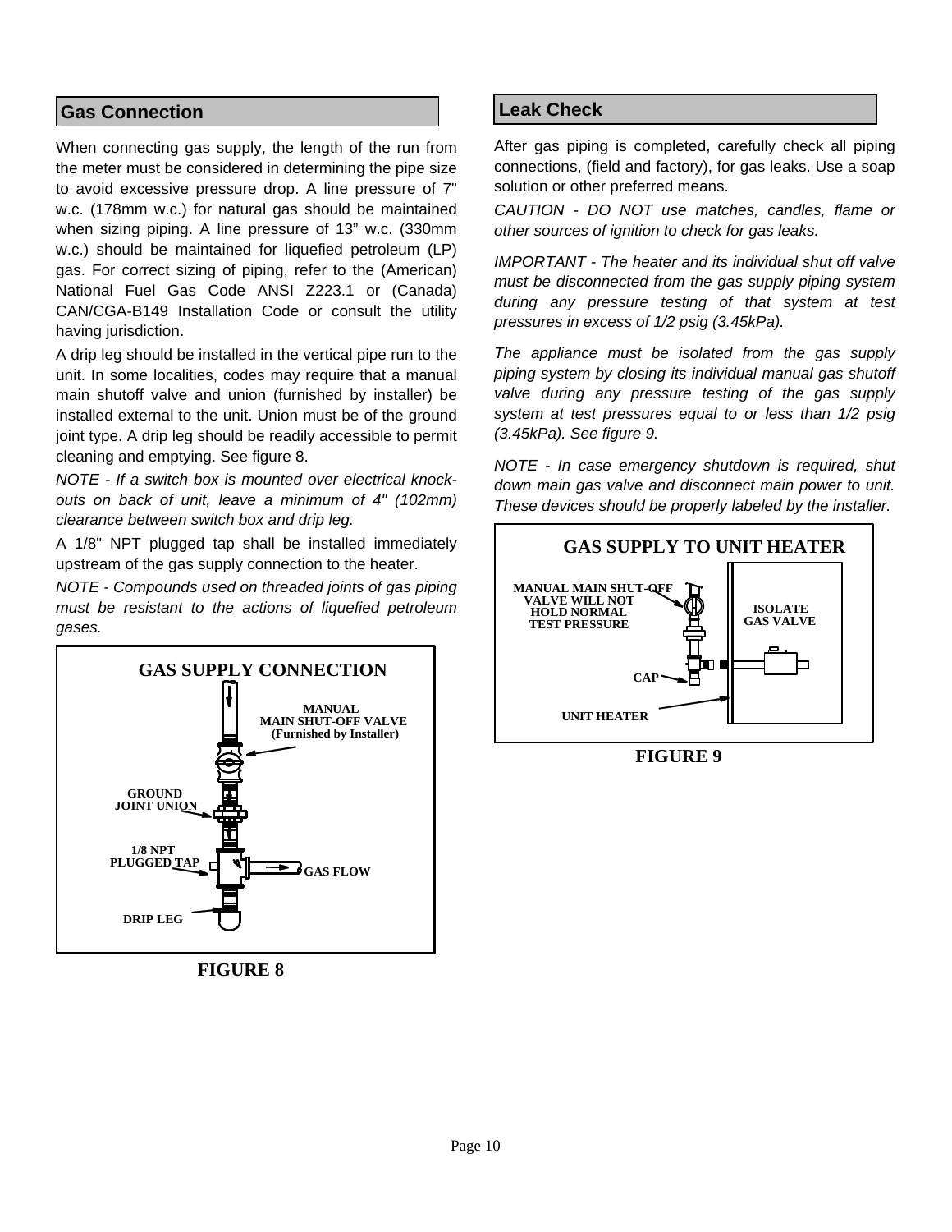## Gas Connection

When connecting gas supply, the length of the run from the meter must be considered in determining the pipe size to avoid excessive pressure drop. A line pressure of 7" w.c. (178mm w.c.) for natural gas should be maintained when sizing piping. A line pressure of 13" w.c. (330mm w.c.) should be maintained for liquefied petroleum (LP) gas. For correct sizing of piping, refer to the (American) National Fuel Gas Code ANSI Z223.1 or (Canada) CAN/CGA-B149 Installation Code or consult the utility having jurisdiction.

A drip leg should be installed in the vertical pipe run to the unit. In some localities, codes may require that a manual main shutoff valve and union (furnished by installer) be installed external to the unit. Union must be of the ground joint type. A drip leg should be readily accessible to permit cleaning and emptying. See figure 8.

*NOTE - If a switch box is mounted over electrical knock-outs on back of unit, leave a minimum of 4" (102mm) clearance between switch box and drip leg.*

A 1/8" NPT plugged tap shall be installed immediately upstream of the gas supply connection to the heater.

*NOTE - Compounds used on threaded joints of gas piping must be resistant to the actions of liquefied petroleum gases.*

GAS SUPPLY CONNECTION

MANUAL MAIN SHUT-OFF VALVE (Furnished by Installer)

GROUND JOINT UNION

1/8 NPT PLUGGED TAP

GAS FLOW

DRIP LEG

FIGURE 8

## Leak Check

After gas piping is completed, carefully check all piping connections, (field and factory), for gas leaks. Use a soap solution or other preferred means.

*CAUTION - DO NOT use matches, candles, flame or other sources of ignition to check for gas leaks.*

*IMPORTANT - The heater and its individual shut off valve must be disconnected from the gas supply piping system during any pressure testing of that system at test pressures in excess of 1/2 psig (3.45kPa).*

*The appliance must be isolated from the gas supply piping system by closing its individual manual gas shutoff valve during any pressure testing of the gas supply system at test pressures equal to or less than 1/2 psig (3.45kPa). See figure 9.*

*NOTE - In case emergency shutdown is required, shut down main gas valve and disconnect main power to unit. These devices should be properly labeled by the installer.*

GAS SUPPLY TO UNIT HEATER

MANUAL MAIN SHUT-OFF VALVE WILL NOT HOLD NORMAL TEST PRESSURE

ISOLATE GAS VALVE

CAP

UNIT HEATER

FIGURE 9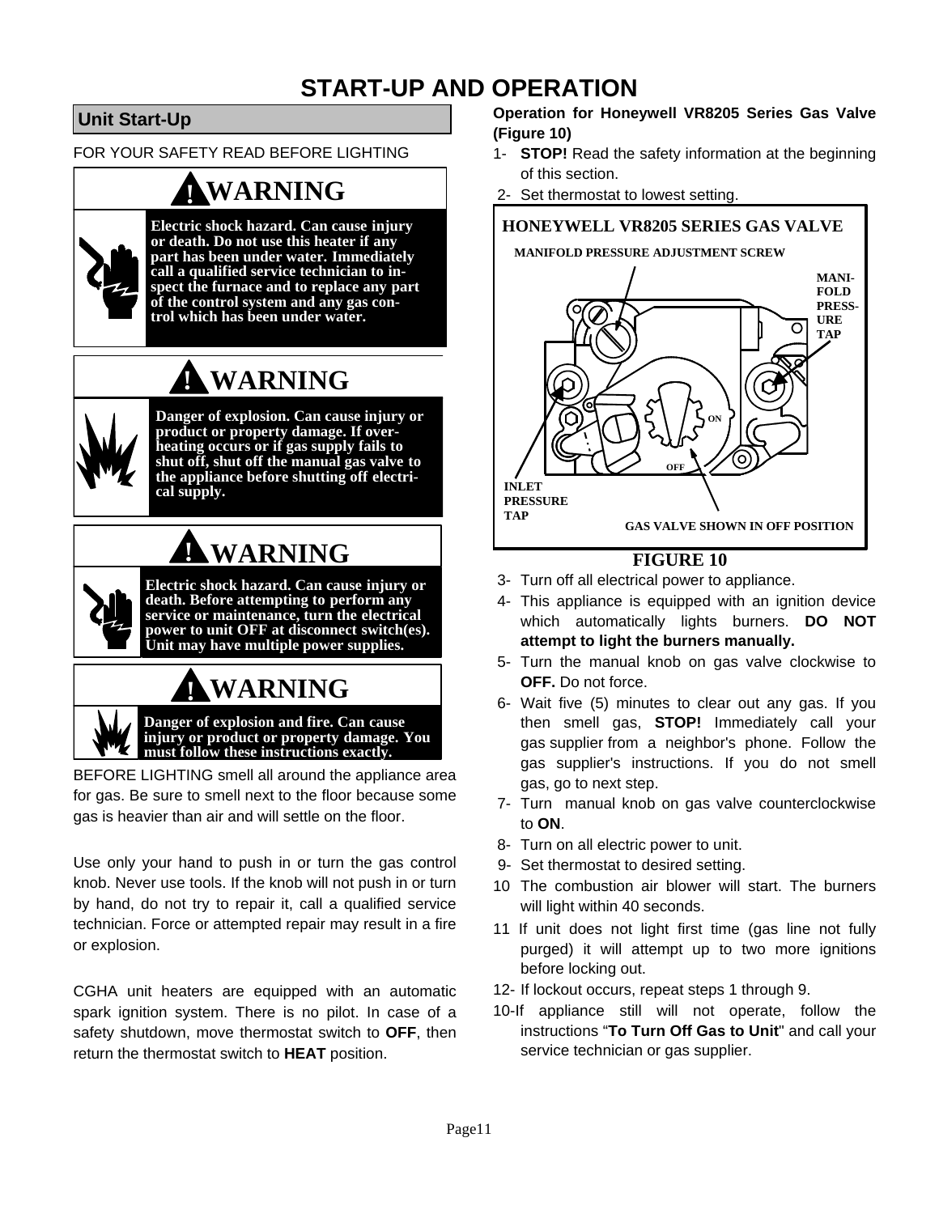# START-UP AND OPERATION

## Unit Start-Up

FOR YOUR SAFETY READ BEFORE LIGHTING

**! WARNING**

**Electric shock hazard. Can cause injury or death. Do not use this heater if any part has been under water. Immediately call a qualified service technician to inspect the furnace and to replace any part of the control system and any gas control which has been under water.**

**! WARNING**

**Danger of explosion. Can cause injury or product or property damage. If overheating occurs or if gas supply fails to shut off, shut off the manual gas valve to the appliance before shutting off electrical supply.**

**! WARNING**

**Electric shock hazard. Can cause injury or death. Before attempting to perform any service or maintenance, turn the electrical power to unit OFF at disconnect switch(es). Unit may have multiple power supplies.**

**! WARNING**

**Danger of explosion and fire. Can cause injury or product or property damage. You must follow these instructions exactly.**

BEFORE LIGHTING smell all around the appliance area for gas. Be sure to smell next to the floor because some gas is heavier than air and will settle on the floor.

Use only your hand to push in or turn the gas control knob. Never use tools. If the knob will not push in or turn by hand, do not try to repair it, call a qualified service technician. Force or attempted repair may result in a fire or explosion.

CGHA unit heaters are equipped with an automatic spark ignition system. There is no pilot. In case of a safety shutdown, move thermostat switch to **OFF**, then return the thermostat switch to **HEAT** position.

**Operation for Honeywell VR8205 Series Gas Valve (Figure 10)**

1- **STOP!** Read the safety information at the beginning of this section.

2- Set thermostat to lowest setting.

HONEYWELL VR8205 SERIES GAS VALVE

MANIFOLD PRESSURE ADJUSTMENT SCREW

MANIFOLD PRESSURE TAP

ON

OFF

INLET PRESSURE TAP

GAS VALVE SHOWN IN OFF POSITION

**FIGURE 10**

3- Turn off all electrical power to appliance.

4- This appliance is equipped with an ignition device which automatically lights burners. **DO NOT attempt to light the burners manually.**

5- Turn the manual knob on gas valve clockwise to **OFF.** Do not force.

6- Wait five (5) minutes to clear out any gas. If you then smell gas, **STOP!** Immediately call your gas supplier from a neighbor's phone. Follow the gas supplier's instructions. If you do not smell gas, go to next step.

7- Turn manual knob on gas valve counterclockwise to **ON**.

8- Turn on all electric power to unit.

9- Set thermostat to desired setting.

10 The combustion air blower will start. The burners will light within 40 seconds.

11 If unit does not light first time (gas line not fully purged) it will attempt up to two more ignitions before locking out.

12- If lockout occurs, repeat steps 1 through 9.

10-If appliance still will not operate, follow the instructions "**To Turn Off Gas to Unit**" and call your service technician or gas supplier.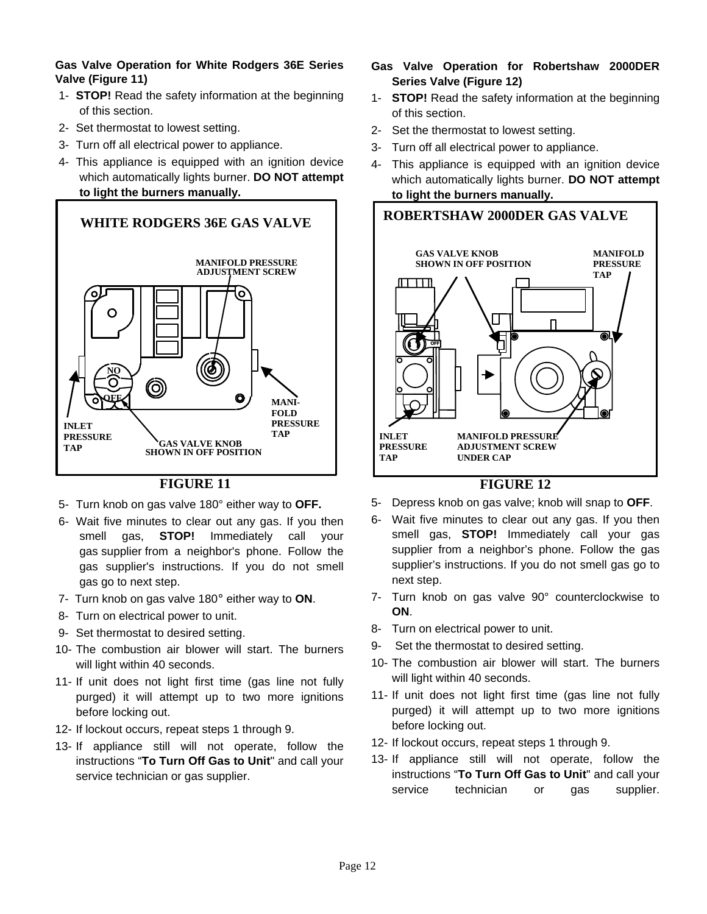**Gas Valve Operation for White Rodgers 36E Series Valve (Figure 11)**

1- **STOP!** Read the safety information at the beginning of this section.
2- Set thermostat to lowest setting.
3- Turn off all electrical power to appliance.
4- This appliance is equipped with an ignition device which automatically lights burner. **DO NOT attempt to light the burners manually.**

WHITE RODGERS 36E GAS VALVE

MANIFOLD PRESSURE ADJUSTMENT SCREW

NO

OFF

INLET PRESSURE TAP

GAS VALVE KNOB SHOWN IN OFF POSITION

MANI-FOLD PRESSURE TAP

**FIGURE 11**

5- Turn knob on gas valve 180° either way to **OFF.**
6- Wait five minutes to clear out any gas. If you then smell gas, **STOP!** Immediately call your gas supplier from a neighbor's phone. Follow the gas supplier's instructions. If you do not smell gas go to next step.
7- Turn knob on gas valve 180° either way to **ON**.
8- Turn on electrical power to unit.
9- Set thermostat to desired setting.
10- The combustion air blower will start. The burners will light within 40 seconds.
11- If unit does not light first time (gas line not fully purged) it will attempt up to two more ignitions before locking out.
12- If lockout occurs, repeat steps 1 through 9.
13- If appliance still will not operate, follow the instructions "**To Turn Off Gas to Unit**" and call your service technician or gas supplier.

**Gas Valve Operation for Robertshaw 2000DER Series Valve (Figure 12)**

1- **STOP!** Read the safety information at the beginning of this section.
2- Set the thermostat to lowest setting.
3- Turn off all electrical power to appliance.
4- This appliance is equipped with an ignition device which automatically lights burner. **DO NOT attempt to light the burners manually.**

ROBERTSHAW 2000DER GAS VALVE

GAS VALVE KNOB SHOWN IN OFF POSITION

MANIFOLD PRESSURE TAP

OFF

INLET PRESSURE TAP

MANIFOLD PRESSURE ADJUSTMENT SCREW UNDER CAP

**FIGURE 12**

5- Depress knob on gas valve; knob will snap to **OFF**.
6- Wait five minutes to clear out any gas. If you then smell gas, **STOP!** Immediately call your gas supplier from a neighbor's phone. Follow the gas supplier's instructions. If you do not smell gas go to next step.
7- Turn knob on gas valve 90° counterclockwise to **ON**.
8- Turn on electrical power to unit.
9- Set the thermostat to desired setting.
10- The combustion air blower will start. The burners will light within 40 seconds.
11- If unit does not light first time (gas line not fully purged) it will attempt up to two more ignitions before locking out.
12- If lockout occurs, repeat steps 1 through 9.
13- If appliance still will not operate, follow the instructions "**To Turn Off Gas to Unit**" and call your service technician or gas supplier.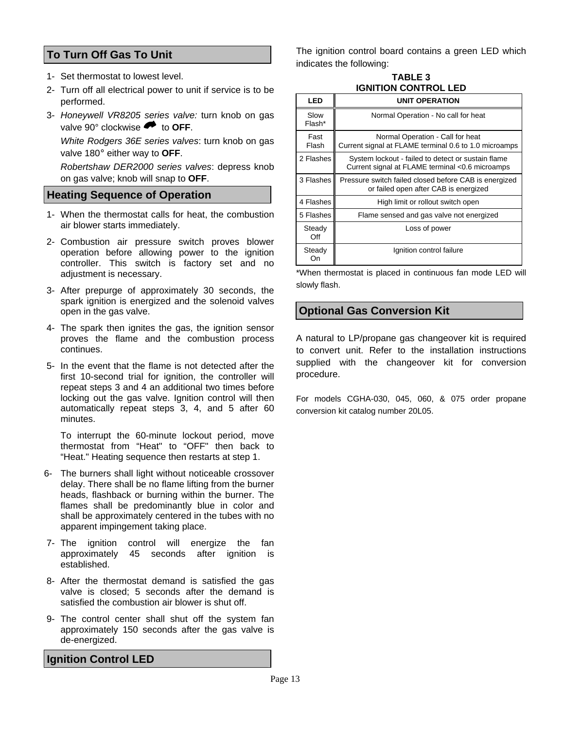## To Turn Off Gas To Unit

1- Set thermostat to lowest level.

2- Turn off all electrical power to unit if service is to be performed.

3- *Honeywell VR8205 series valve:* turn knob on gas valve 90° clockwise to **OFF**.

*White Rodgers 36E series valves*: turn knob on gas valve 180° either way to **OFF**.

*Robertshaw DER2000 series valves*: depress knob on gas valve; knob will snap to **OFF**.

## Heating Sequence of Operation

1- When the thermostat calls for heat, the combustion air blower starts immediately.

2- Combustion air pressure switch proves blower operation before allowing power to the ignition controller. This switch is factory set and no adjustment is necessary.

3- After prepurge of approximately 30 seconds, the spark ignition is energized and the solenoid valves open in the gas valve.

4- The spark then ignites the gas, the ignition sensor proves the flame and the combustion process continues.

5- In the event that the flame is not detected after the first 10-second trial for ignition, the controller will repeat steps 3 and 4 an additional two times before locking out the gas valve. Ignition control will then automatically repeat steps 3, 4, and 5 after 60 minutes.

To interrupt the 60-minute lockout period, move thermostat from "Heat" to "OFF" then back to "Heat." Heating sequence then restarts at step 1.

6- The burners shall light without noticeable crossover delay. There shall be no flame lifting from the burner heads, flashback or burning within the burner. The flames shall be predominantly blue in color and shall be approximately centered in the tubes with no apparent impingement taking place.

7- The ignition control will energize the fan approximately 45 seconds after ignition is established.

8- After the thermostat demand is satisfied the gas valve is closed; 5 seconds after the demand is satisfied the combustion air blower is shut off.

9- The control center shall shut off the system fan approximately 150 seconds after the gas valve is de-energized.

## Ignition Control LED

The ignition control board contains a green LED which indicates the following:

**TABLE 3**
**IGNITION CONTROL LED**

| LED | UNIT OPERATION |
|---|---|
| Slow Flash* | Normal Operation - No call for heat |
| Fast Flash | Normal Operation - Call for heat<br>Current signal at FLAME terminal 0.6 to 1.0 microamps |
| 2 Flashes | System lockout - failed to detect or sustain flame<br>Current signal at FLAME terminal <0.6 microamps |
| 3 Flashes | Pressure switch failed closed before CAB is energized or failed open after CAB is energized |
| 4 Flashes | High limit or rollout switch open |
| 5 Flashes | Flame sensed and gas valve not energized |
| Steady Off | Loss of power |
| Steady On | Ignition control failure |

*When thermostat is placed in continuous fan mode LED will slowly flash.

## Optional Gas Conversion Kit

A natural to LP/propane gas changeover kit is required to convert unit. Refer to the installation instructions supplied with the changeover kit for conversion procedure.

For models CGHA-030, 045, 060, & 075 order propane conversion kit catalog number 20L05.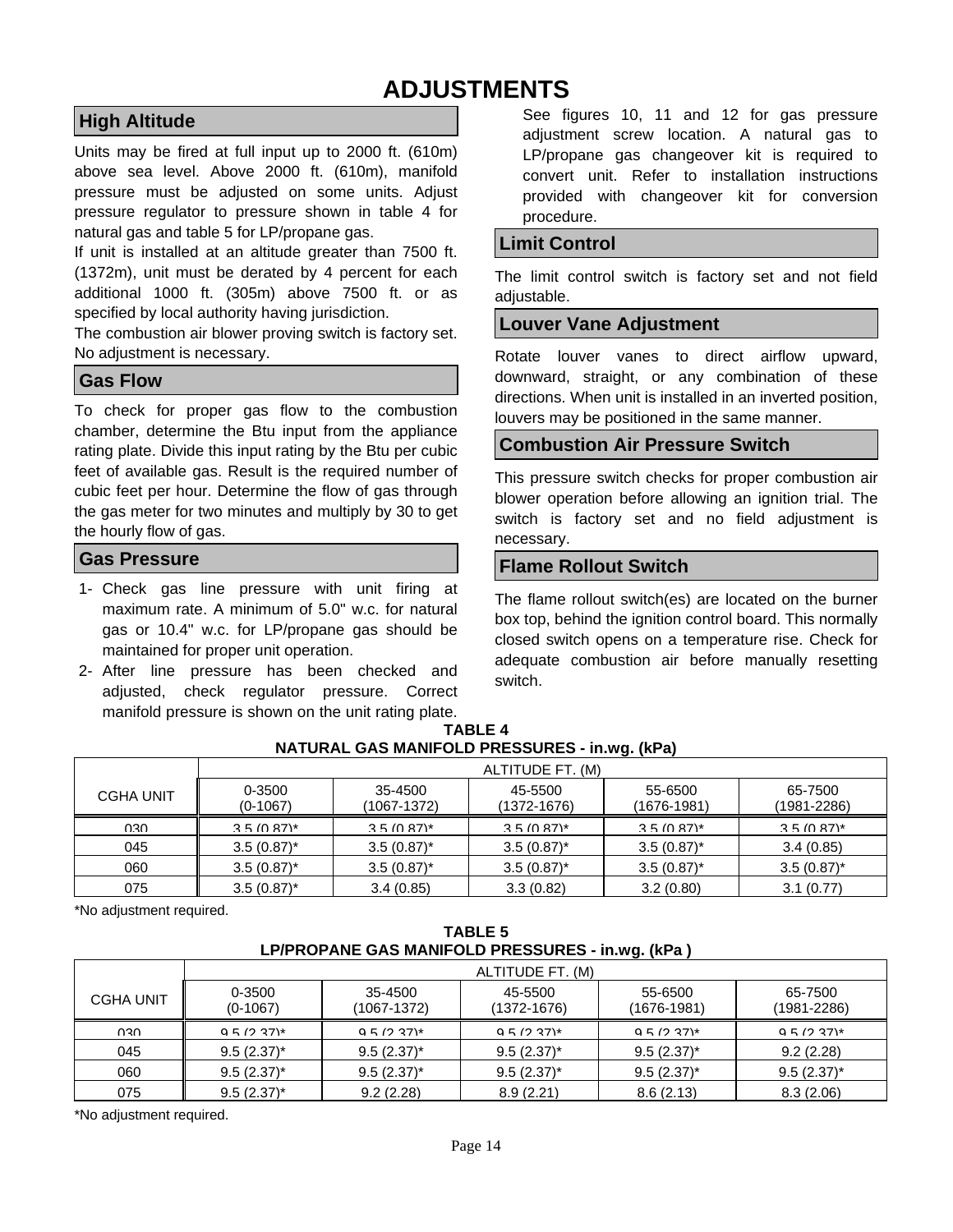# ADJUSTMENTS

## High Altitude

Units may be fired at full input up to 2000 ft. (610m) above sea level. Above 2000 ft. (610m), manifold pressure must be adjusted on some units. Adjust pressure regulator to pressure shown in table 4 for natural gas and table 5 for LP/propane gas.

If unit is installed at an altitude greater than 7500 ft. (1372m), unit must be derated by 4 percent for each additional 1000 ft. (305m) above 7500 ft. or as specified by local authority having jurisdiction.

The combustion air blower proving switch is factory set. No adjustment is necessary.

## Gas Flow

To check for proper gas flow to the combustion chamber, determine the Btu input from the appliance rating plate. Divide this input rating by the Btu per cubic feet of available gas. Result is the required number of cubic feet per hour. Determine the flow of gas through the gas meter for two minutes and multiply by 30 to get the hourly flow of gas.

## Gas Pressure

1- Check gas line pressure with unit firing at maximum rate. A minimum of 5.0" w.c. for natural gas or 10.4" w.c. for LP/propane gas should be maintained for proper unit operation.

2- After line pressure has been checked and adjusted, check regulator pressure. Correct manifold pressure is shown on the unit rating plate. See figures 10, 11 and 12 for gas pressure adjustment screw location. A natural gas to LP/propane gas changeover kit is required to convert unit. Refer to installation instructions provided with changeover kit for conversion procedure.

## Limit Control

The limit control switch is factory set and not field adjustable.

## Louver Vane Adjustment

Rotate louver vanes to direct airflow upward, downward, straight, or any combination of these directions. When unit is installed in an inverted position, louvers may be positioned in the same manner.

## Combustion Air Pressure Switch

This pressure switch checks for proper combustion air blower operation before allowing an ignition trial. The switch is factory set and no field adjustment is necessary.

## Flame Rollout Switch

The flame rollout switch(es) are located on the burner box top, behind the ignition control board. This normally closed switch opens on a temperature rise. Check for adequate combustion air before manually resetting switch.

**TABLE 4**
**NATURAL GAS MANIFOLD PRESSURES - in.wg. (kPa)**

| CGHA UNIT | ALTITUDE FT. (M) | | | | |
|---|---|---|---|---|---|
| | 0-3500 (0-1067) | 35-4500 (1067-1372) | 45-5500 (1372-1676) | 55-6500 (1676-1981) | 65-7500 (1981-2286) |
| 030 | 3.5 (0.87)* | 3.5 (0.87)* | 3.5 (0.87)* | 3.5 (0.87)* | 3.5 (0.87)* |
| 045 | 3.5 (0.87)* | 3.5 (0.87)* | 3.5 (0.87)* | 3.5 (0.87)* | 3.4 (0.85) |
| 060 | 3.5 (0.87)* | 3.5 (0.87)* | 3.5 (0.87)* | 3.5 (0.87)* | 3.5 (0.87)* |
| 075 | 3.5 (0.87)* | 3.4 (0.85) | 3.3 (0.82) | 3.2 (0.80) | 3.1 (0.77) |

*No adjustment required.

**TABLE 5**
**LP/PROPANE GAS MANIFOLD PRESSURES - in.wg. (kPa )**

| CGHA UNIT | ALTITUDE FT. (M) | | | | |
|---|---|---|---|---|---|
| | 0-3500 (0-1067) | 35-4500 (1067-1372) | 45-5500 (1372-1676) | 55-6500 (1676-1981) | 65-7500 (1981-2286) |
| 030 | 9.5 (2.37)* | 9.5 (2.37)* | 9.5 (2.37)* | 9.5 (2.37)* | 9.5 (2.37)* |
| 045 | 9.5 (2.37)* | 9.5 (2.37)* | 9.5 (2.37)* | 9.5 (2.37)* | 9.2 (2.28) |
| 060 | 9.5 (2.37)* | 9.5 (2.37)* | 9.5 (2.37)* | 9.5 (2.37)* | 9.5 (2.37)* |
| 075 | 9.5 (2.37)* | 9.2 (2.28) | 8.9 (2.21) | 8.6 (2.13) | 8.3 (2.06) |

*No adjustment required.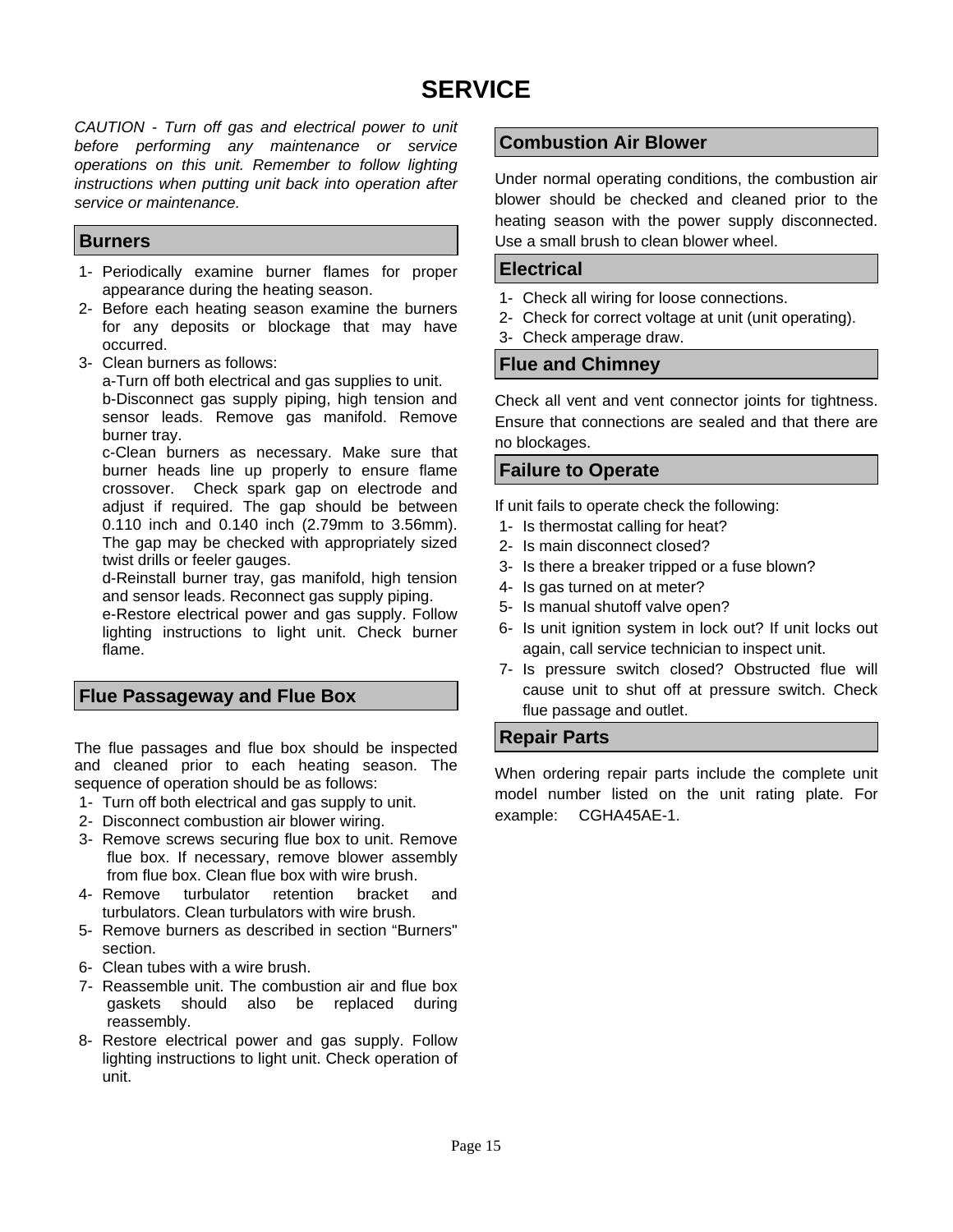# SERVICE

*CAUTION - Turn off gas and electrical power to unit before performing any maintenance or service operations on this unit. Remember to follow lighting instructions when putting unit back into operation after service or maintenance.*

## Burners

1- Periodically examine burner flames for proper appearance during the heating season.
2- Before each heating season examine the burners for any deposits or blockage that may have occurred.
3- Clean burners as follows:
   a-Turn off both electrical and gas supplies to unit.
   b-Disconnect gas supply piping, high tension and sensor leads. Remove gas manifold. Remove burner tray.
   c-Clean burners as necessary. Make sure that burner heads line up properly to ensure flame crossover. Check spark gap on electrode and adjust if required. The gap should be between 0.110 inch and 0.140 inch (2.79mm to 3.56mm). The gap may be checked with appropriately sized twist drills or feeler gauges.
   d-Reinstall burner tray, gas manifold, high tension and sensor leads. Reconnect gas supply piping.
   e-Restore electrical power and gas supply. Follow lighting instructions to light unit. Check burner flame.

## Flue Passageway and Flue Box

The flue passages and flue box should be inspected and cleaned prior to each heating season. The sequence of operation should be as follows:

1- Turn off both electrical and gas supply to unit.
2- Disconnect combustion air blower wiring.
3- Remove screws securing flue box to unit. Remove flue box. If necessary, remove blower assembly from flue box. Clean flue box with wire brush.
4- Remove turbulator retention bracket and turbulators. Clean turbulators with wire brush.
5- Remove burners as described in section "Burners" section.
6- Clean tubes with a wire brush.
7- Reassemble unit. The combustion air and flue box gaskets should also be replaced during reassembly.
8- Restore electrical power and gas supply. Follow lighting instructions to light unit. Check operation of unit.

## Combustion Air Blower

Under normal operating conditions, the combustion air blower should be checked and cleaned prior to the heating season with the power supply disconnected. Use a small brush to clean blower wheel.

## Electrical

1- Check all wiring for loose connections.
2- Check for correct voltage at unit (unit operating).
3- Check amperage draw.

## Flue and Chimney

Check all vent and vent connector joints for tightness. Ensure that connections are sealed and that there are no blockages.

## Failure to Operate

If unit fails to operate check the following:

1- Is thermostat calling for heat?
2- Is main disconnect closed?
3- Is there a breaker tripped or a fuse blown?
4- Is gas turned on at meter?
5- Is manual shutoff valve open?
6- Is unit ignition system in lock out? If unit locks out again, call service technician to inspect unit.
7- Is pressure switch closed? Obstructed flue will cause unit to shut off at pressure switch. Check flue passage and outlet.

## Repair Parts

When ordering repair parts include the complete unit model number listed on the unit rating plate. For example: CGHA45AE-1.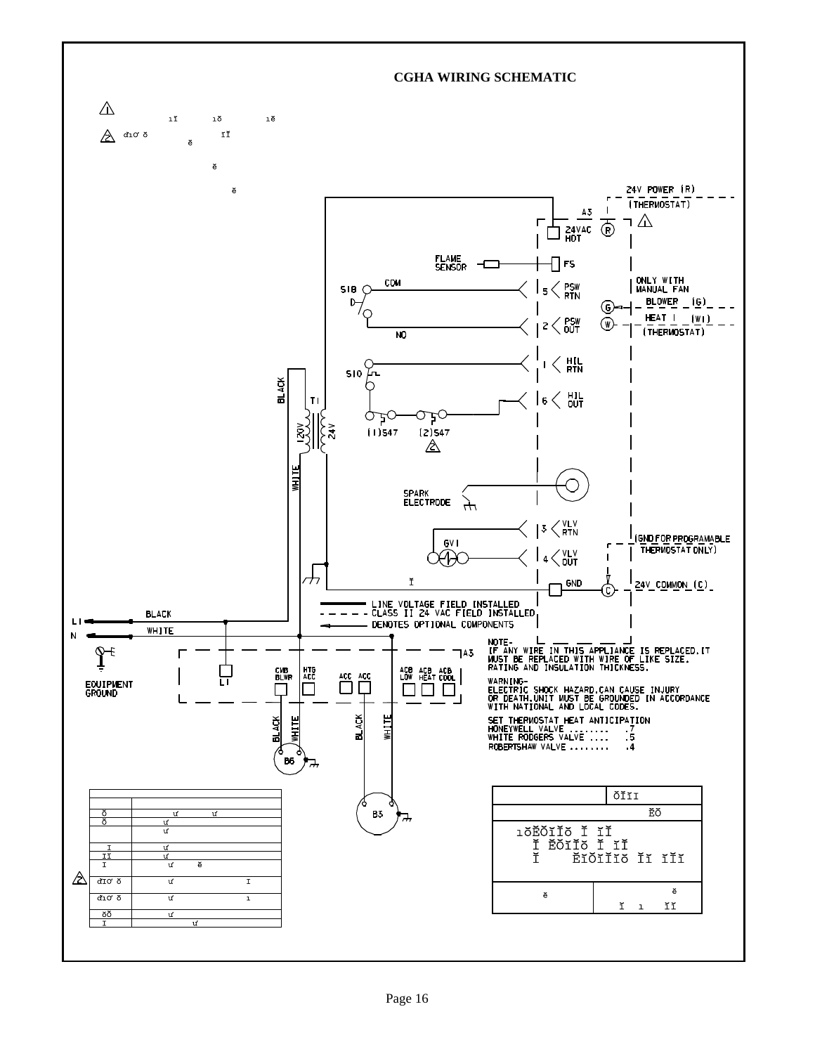# CGHA WIRING SCHEMATIC

24V POWER (R)
(THERMOSTAT)

A3

24VAC HOT

FLAME SENSOR

FS

S18

COM

NO

5 PSW RTN

2 PSW OUT

ONLY WITH MANUAL FAN

BLOWER (G)

HEAT 1 (W1)

(THERMOSTAT)

S10

1 HIL RTN

6 HIL OUT

(1)S47 (2)S47

T1

120V

24V

BLACK

WHITE

SPARK ELECTRODE

GV1

3 VLV RTN

4 VLV OUT

(GND FOR PROGRAMABLE THERMOSTAT ONLY)

GND

24V COMMON (C)

LINE VOLTAGE FIELD INSTALLED

CLASS II 24 VAC FIELD INSTALLED

DENOTES OPTIONAL COMPONENTS

L1 BLACK

N WHITE

EQUIPMENT GROUND

A3

L1

CVB BLWR

HTG ACC

ACC ACC

ACB LOW

ACB HEAT

ACB COOL

B6

B3

NOTE-
IF ANY WIRE IN THIS APPLIANCE IS REPLACED,IT MUST BE REPLACED WITH WIRE OF LIKE SIZE. RATING AND INSULATION THICKNESS.

WARNING-
ELECTRIC SHOCK HAZARD,CAN CAUSE INJURY OR DEATH.UNIT MUST BE GROUNDED IN ACCORDANCE WITH NATIONAL AND LOCAL CODES.

SET THERMOSTAT HEAT ANTICIPATION
HONEYWELL VALVE ........ .7
WHITE RODGERS VALVE .... .5
ROBERTSHAW VALVE ........ .4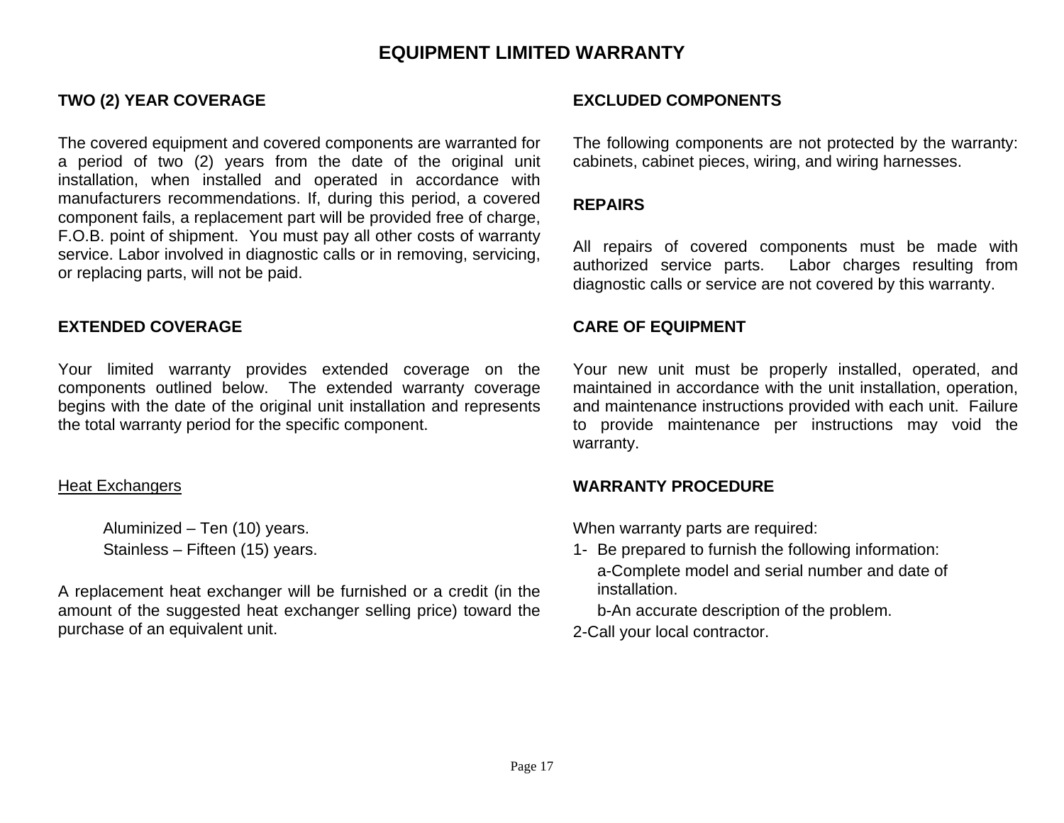# EQUIPMENT LIMITED WARRANTY

## TWO (2) YEAR COVERAGE

The covered equipment and covered components are warranted for a period of two (2) years from the date of the original unit installation, when installed and operated in accordance with manufacturers recommendations. If, during this period, a covered component fails, a replacement part will be provided free of charge, F.O.B. point of shipment. You must pay all other costs of warranty service. Labor involved in diagnostic calls or in removing, servicing, or replacing parts, will not be paid.

## EXTENDED COVERAGE

Your limited warranty provides extended coverage on the components outlined below. The extended warranty coverage begins with the date of the original unit installation and represents the total warranty period for the specific component.

Heat Exchangers

Aluminized – Ten (10) years.
Stainless – Fifteen (15) years.

A replacement heat exchanger will be furnished or a credit (in the amount of the suggested heat exchanger selling price) toward the purchase of an equivalent unit.

## EXCLUDED COMPONENTS

The following components are not protected by the warranty: cabinets, cabinet pieces, wiring, and wiring harnesses.

## REPAIRS

All repairs of covered components must be made with authorized service parts. Labor charges resulting from diagnostic calls or service are not covered by this warranty.

## CARE OF EQUIPMENT

Your new unit must be properly installed, operated, and maintained in accordance with the unit installation, operation, and maintenance instructions provided with each unit. Failure to provide maintenance per instructions may void the warranty.

## WARRANTY PROCEDURE

When warranty parts are required:

1- Be prepared to furnish the following information:
   a-Complete model and serial number and date of installation.
   b-An accurate description of the problem.

2-Call your local contractor.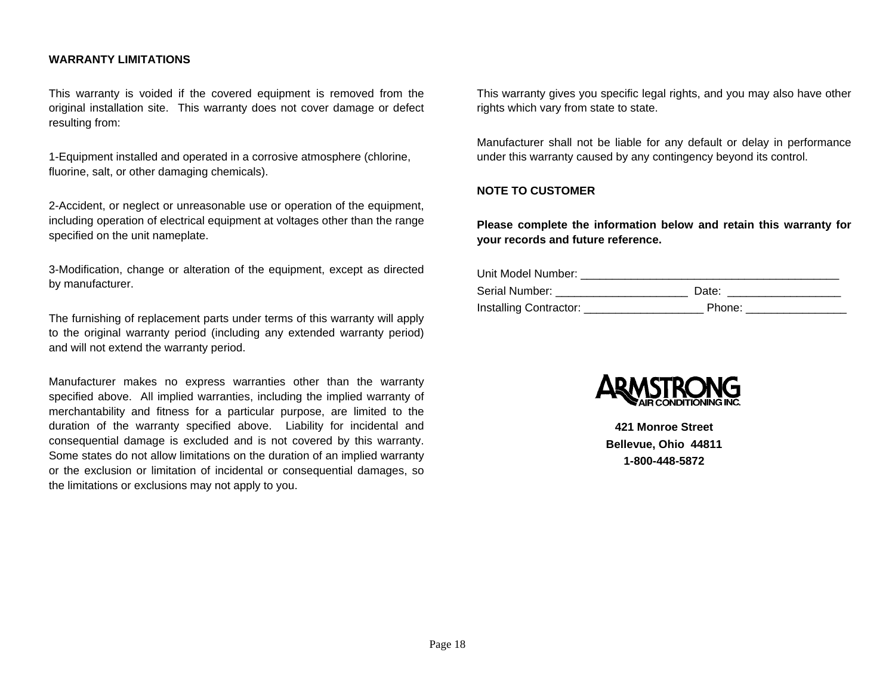## WARRANTY LIMITATIONS

This warranty is voided if the covered equipment is removed from the original installation site. This warranty does not cover damage or defect resulting from:

1-Equipment installed and operated in a corrosive atmosphere (chlorine, fluorine, salt, or other damaging chemicals).

2-Accident, or neglect or unreasonable use or operation of the equipment, including operation of electrical equipment at voltages other than the range specified on the unit nameplate.

3-Modification, change or alteration of the equipment, except as directed by manufacturer.

The furnishing of replacement parts under terms of this warranty will apply to the original warranty period (including any extended warranty period) and will not extend the warranty period.

Manufacturer makes no express warranties other than the warranty specified above. All implied warranties, including the implied warranty of merchantability and fitness for a particular purpose, are limited to the duration of the warranty specified above. Liability for incidental and consequential damage is excluded and is not covered by this warranty. Some states do not allow limitations on the duration of an implied warranty or the exclusion or limitation of incidental or consequential damages, so the limitations or exclusions may not apply to you.

This warranty gives you specific legal rights, and you may also have other rights which vary from state to state.

Manufacturer shall not be liable for any default or delay in performance under this warranty caused by any contingency beyond its control.

## NOTE TO CUSTOMER

**Please complete the information below and retain this warranty for your records and future reference.**

Unit Model Number: ___________________________________________

Serial Number: _____________________ Date: __________________

Installing Contractor: ___________________ Phone: ________________

ARMSTRONG AIR CONDITIONING INC.

**421 Monroe Street**
**Bellevue, Ohio 44811**
**1-800-448-5872**